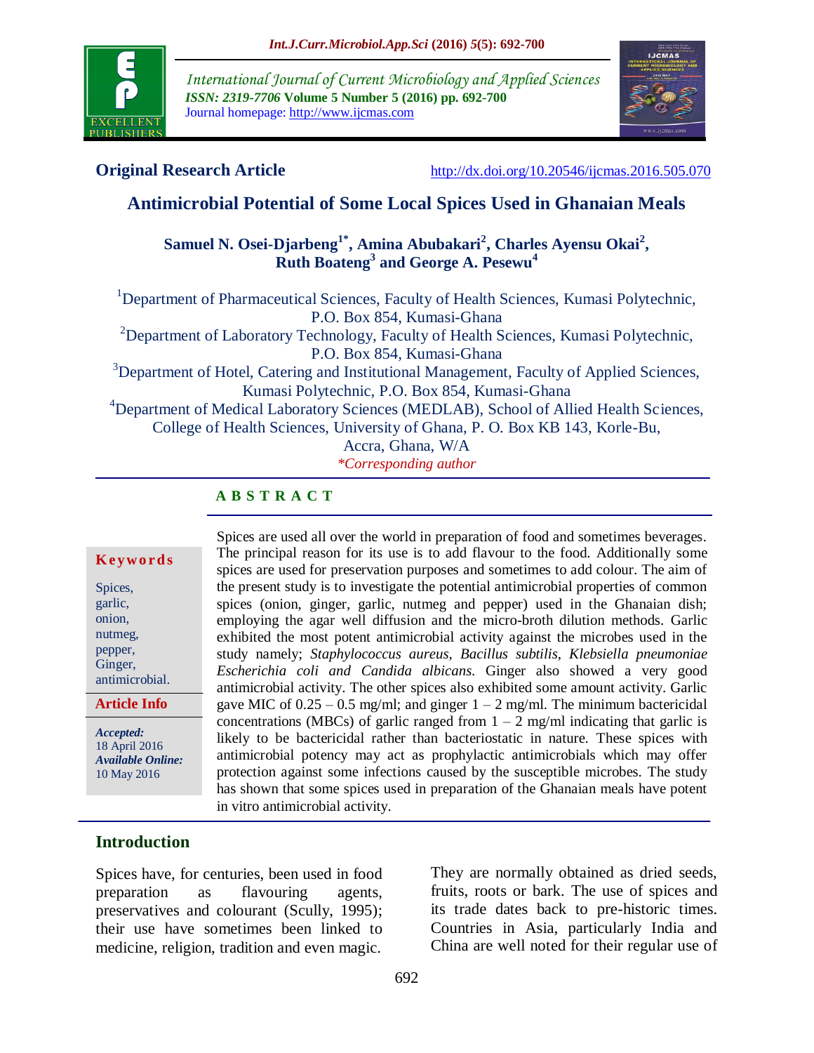**Original Research Article** http://dx.doi.org/10.20546/ijcmas.2016.505.070

# Antimicrobial Potential of Some Local Spices Used in Ghanaian Meals

**Samuel N. Osei-Djarbeng[1*], Amina Abubakari[2], Charles Ayensu Okai[2], Ruth Boateng[3] and George A. Pesewu[4]**

[1]Department of Pharmaceutical Sciences, Faculty of Health Sciences, Kumasi Polytechnic, P.O. Box 854, Kumasi-Ghana

[2]Department of Laboratory Technology, Faculty of Health Sciences, Kumasi Polytechnic, P.O. Box 854, Kumasi-Ghana

[3]Department of Hotel, Catering and Institutional Management, Faculty of Applied Sciences, Kumasi Polytechnic, P.O. Box 854, Kumasi-Ghana

[4]Department of Medical Laboratory Sciences (MEDLAB), School of Allied Health Sciences, College of Health Sciences, University of Ghana, P. O. Box KB 143, Korle-Bu, Accra, Ghana, W/A

*Corresponding author

## ABSTRACT

**Keywords**

Spices, garlic, onion, nutmeg, pepper, Ginger, antimicrobial.

**Article Info**

***Accepted:*** 18 April 2016

***Available Online:*** 10 May 2016

Spices are used all over the world in preparation of food and sometimes beverages. The principal reason for its use is to add flavour to the food. Additionally some spices are used for preservation purposes and sometimes to add colour. The aim of the present study is to investigate the potential antimicrobial properties of common spices (onion, ginger, garlic, nutmeg and pepper) used in the Ghanaian dish; employing the agar well diffusion and the micro-broth dilution methods. Garlic exhibited the most potent antimicrobial activity against the microbes used in the study namely; *Staphylococcus aureus*, *Bacillus subtilis*, *Klebsiella pneumoniae Escherichia coli and Candida albicans*. Ginger also showed a very good antimicrobial activity. The other spices also exhibited some amount activity. Garlic gave MIC of 0.25 – 0.5 mg/ml; and ginger 1 – 2 mg/ml. The minimum bactericidal concentrations (MBCs) of garlic ranged from 1 – 2 mg/ml indicating that garlic is likely to be bactericidal rather than bacteriostatic in nature. These spices with antimicrobial potency may act as prophylactic antimicrobials which may offer protection against some infections caused by the susceptible microbes. The study has shown that some spices used in preparation of the Ghanaian meals have potent in vitro antimicrobial activity.

## Introduction

Spices have, for centuries, been used in food preparation as flavouring agents, preservatives and colourant (Scully, 1995); their use have sometimes been linked to medicine, religion, tradition and even magic. They are normally obtained as dried seeds, fruits, roots or bark. The use of spices and its trade dates back to pre-historic times. Countries in Asia, particularly India and China are well noted for their regular use of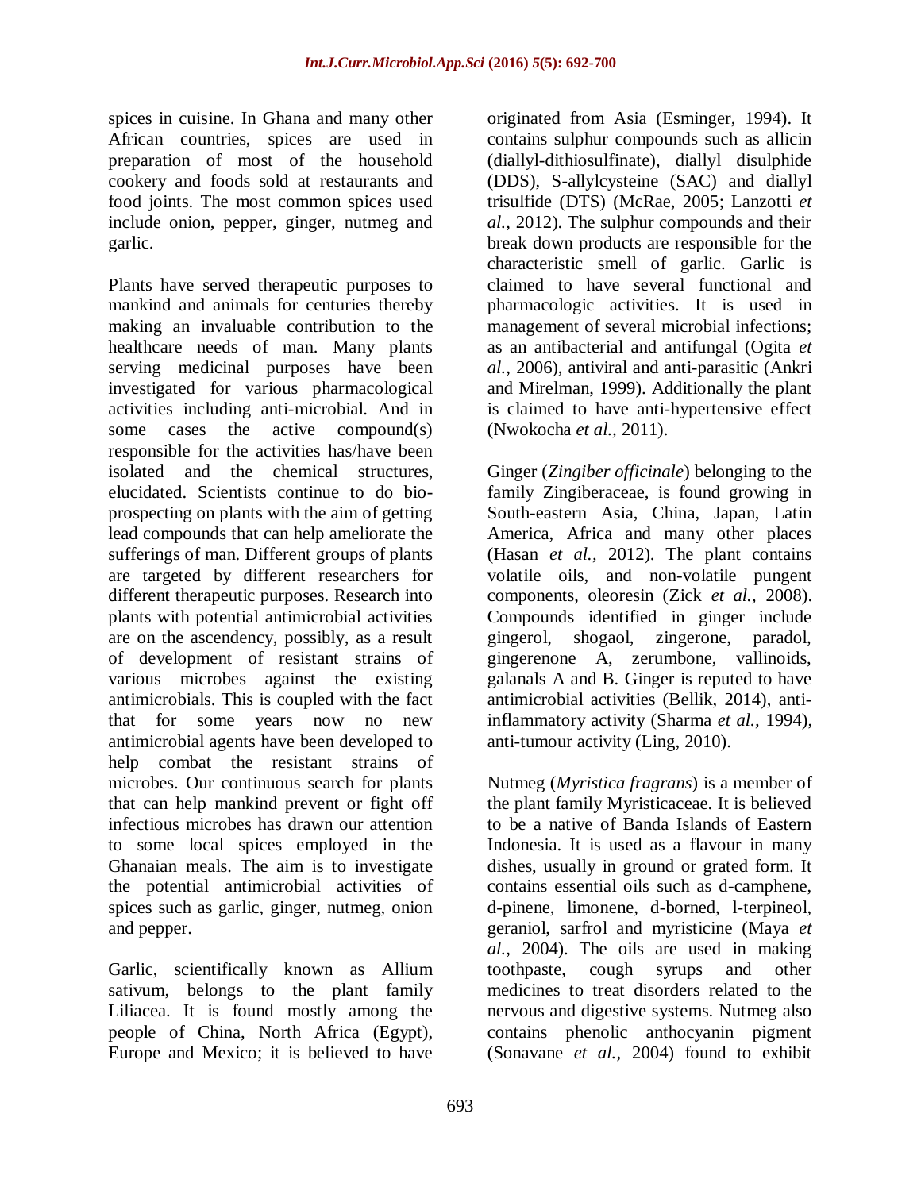spices in cuisine. In Ghana and many other African countries, spices are used in preparation of most of the household cookery and foods sold at restaurants and food joints. The most common spices used include onion, pepper, ginger, nutmeg and garlic.

Plants have served therapeutic purposes to mankind and animals for centuries thereby making an invaluable contribution to the healthcare needs of man. Many plants serving medicinal purposes have been investigated for various pharmacological activities including anti-microbial. And in some cases the active compound(s) responsible for the activities has/have been isolated and the chemical structures, elucidated. Scientists continue to do bio-prospecting on plants with the aim of getting lead compounds that can help ameliorate the sufferings of man. Different groups of plants are targeted by different researchers for different therapeutic purposes. Research into plants with potential antimicrobial activities are on the ascendency, possibly, as a result of development of resistant strains of various microbes against the existing antimicrobials. This is coupled with the fact that for some years now no new antimicrobial agents have been developed to help combat the resistant strains of microbes. Our continuous search for plants that can help mankind prevent or fight off infectious microbes has drawn our attention to some local spices employed in the Ghanaian meals. The aim is to investigate the potential antimicrobial activities of spices such as garlic, ginger, nutmeg, onion and pepper.

Garlic, scientifically known as Allium sativum, belongs to the plant family Liliacea. It is found mostly among the people of China, North Africa (Egypt), Europe and Mexico; it is believed to have originated from Asia (Esminger, 1994). It contains sulphur compounds such as allicin (diallyl-dithiosulfinate), diallyl disulphide (DDS), S-allylcysteine (SAC) and diallyl trisulfide (DTS) (McRae, 2005; Lanzotti *et al.,* 2012). The sulphur compounds and their break down products are responsible for the characteristic smell of garlic. Garlic is claimed to have several functional and pharmacologic activities. It is used in management of several microbial infections; as an antibacterial and antifungal (Ogita *et al.*, 2006), antiviral and anti-parasitic (Ankri and Mirelman, 1999). Additionally the plant is claimed to have anti-hypertensive effect (Nwokocha *et al.,* 2011).

Ginger (*Zingiber officinale*) belonging to the family Zingiberaceae, is found growing in South-eastern Asia, China, Japan, Latin America, Africa and many other places (Hasan *et al.,* 2012). The plant contains volatile oils, and non-volatile pungent components, oleoresin (Zick *et al.,* 2008). Compounds identified in ginger include gingerol, shogaol, zingerone, paradol, gingerenone A, zerumbone, vallinoids, galanals A and B. Ginger is reputed to have antimicrobial activities (Bellik, 2014), anti-inflammatory activity (Sharma *et al.,* 1994), anti-tumour activity (Ling, 2010).

Nutmeg (*Myristica fragrans*) is a member of the plant family Myristicaceae. It is believed to be a native of Banda Islands of Eastern Indonesia. It is used as a flavour in many dishes, usually in ground or grated form. It contains essential oils such as d-camphene, d-pinene, limonene, d-borned, l-terpineol, geraniol, sarfrol and myristicine (Maya *et al.,* 2004). The oils are used in making toothpaste, cough syrups and other medicines to treat disorders related to the nervous and digestive systems. Nutmeg also contains phenolic anthocyanin pigment (Sonavane *et al.,* 2004) found to exhibit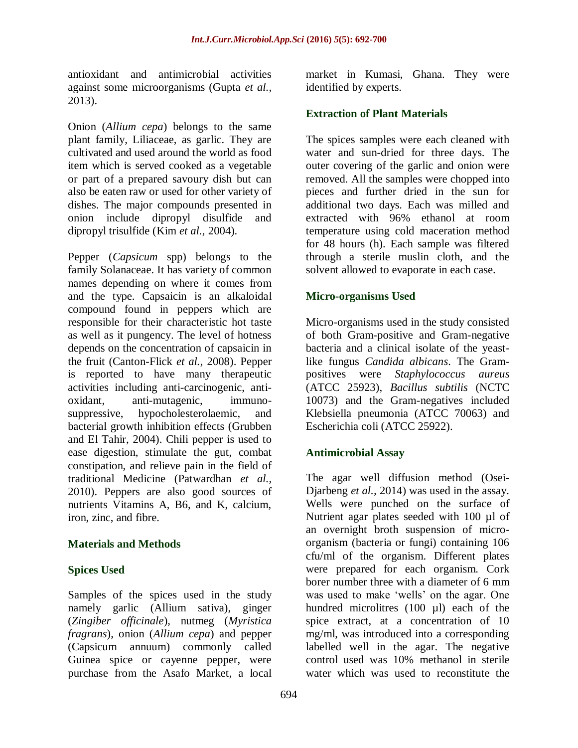antioxidant and antimicrobial activities against some microorganisms (Gupta *et al.,* 2013).

Onion (*Allium cepa*) belongs to the same plant family, Liliaceae, as garlic. They are cultivated and used around the world as food item which is served cooked as a vegetable or part of a prepared savoury dish but can also be eaten raw or used for other variety of dishes. The major compounds presented in onion include dipropyl disulfide and dipropyl trisulfide (Kim *et al.,* 2004).

Pepper (*Capsicum* spp) belongs to the family Solanaceae. It has variety of common names depending on where it comes from and the type. Capsaicin is an alkaloidal compound found in peppers which are responsible for their characteristic hot taste as well as it pungency. The level of hotness depends on the concentration of capsaicin in the fruit (Canton-Flick *et al.,* 2008). Pepper is reported to have many therapeutic activities including anti-carcinogenic, anti-oxidant, anti-mutagenic, immuno-suppressive, hypocholesterolaemic, and bacterial growth inhibition effects (Grubben and El Tahir, 2004). Chili pepper is used to ease digestion, stimulate the gut, combat constipation, and relieve pain in the field of traditional Medicine (Patwardhan *et al.,* 2010). Peppers are also good sources of nutrients Vitamins A, B6, and K, calcium, iron, zinc, and fibre.

## Materials and Methods

### Spices Used

Samples of the spices used in the study namely garlic (Allium sativa), ginger (*Zingiber officinale*), nutmeg (*Myristica fragrans*), onion (*Allium cepa*) and pepper (Capsicum annuum) commonly called Guinea spice or cayenne pepper, were purchase from the Asafo Market, a local market in Kumasi, Ghana. They were identified by experts.

### Extraction of Plant Materials

The spices samples were each cleaned with water and sun-dried for three days. The outer covering of the garlic and onion were removed. All the samples were chopped into pieces and further dried in the sun for additional two days. Each was milled and extracted with 96% ethanol at room temperature using cold maceration method for 48 hours (h). Each sample was filtered through a sterile muslin cloth, and the solvent allowed to evaporate in each case.

### Micro-organisms Used

Micro-organisms used in the study consisted of both Gram-positive and Gram-negative bacteria and a clinical isolate of the yeast-like fungus *Candida albicans*. The Gram-positives were *Staphylococcus aureus* (ATCC 25923), *Bacillus subtilis* (NCTC 10073) and the Gram-negatives included Klebsiella pneumonia (ATCC 70063) and Escherichia coli (ATCC 25922).

### Antimicrobial Assay

The agar well diffusion method (Osei-Djarbeng *et al.,* 2014) was used in the assay. Wells were punched on the surface of Nutrient agar plates seeded with 100 µl of an overnight broth suspension of micro-organism (bacteria or fungi) containing 106 cfu/ml of the organism. Different plates were prepared for each organism. Cork borer number three with a diameter of 6 mm was used to make 'wells' on the agar. One hundred microlitres (100 µl) each of the spice extract, at a concentration of 10 mg/ml, was introduced into a corresponding labelled well in the agar. The negative control used was 10% methanol in sterile water which was used to reconstitute the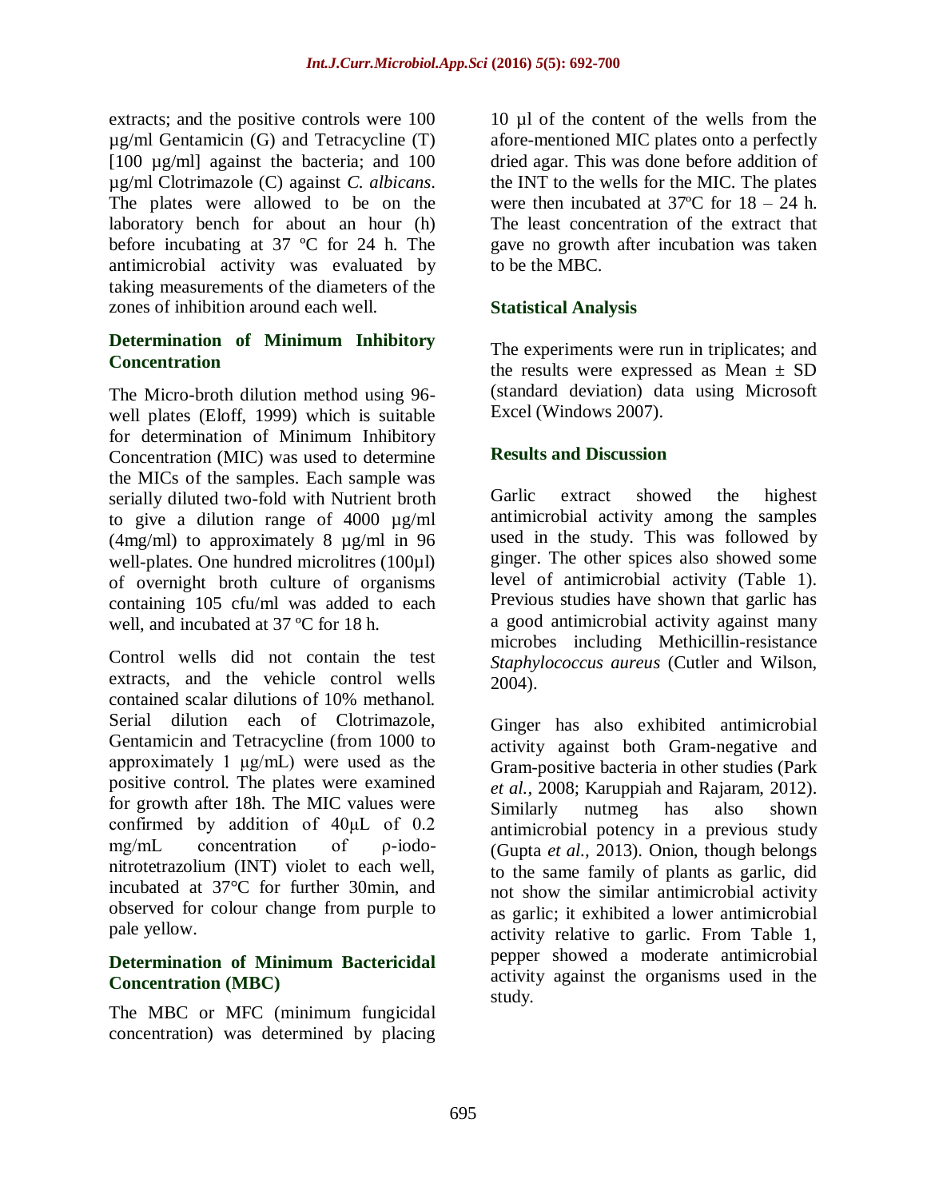extracts; and the positive controls were 100 µg/ml Gentamicin (G) and Tetracycline (T) [100 µg/ml] against the bacteria; and 100 µg/ml Clotrimazole (C) against *C. albicans*. The plates were allowed to be on the laboratory bench for about an hour (h) before incubating at 37 ºC for 24 h. The antimicrobial activity was evaluated by taking measurements of the diameters of the zones of inhibition around each well.

### Determination of Minimum Inhibitory Concentration

The Micro-broth dilution method using 96-well plates (Eloff, 1999) which is suitable for determination of Minimum Inhibitory Concentration (MIC) was used to determine the MICs of the samples. Each sample was serially diluted two-fold with Nutrient broth to give a dilution range of 4000 µg/ml (4mg/ml) to approximately 8 µg/ml in 96 well-plates. One hundred microlitres (100µl) of overnight broth culture of organisms containing 105 cfu/ml was added to each well, and incubated at 37 ºC for 18 h.

Control wells did not contain the test extracts, and the vehicle control wells contained scalar dilutions of 10% methanol. Serial dilution each of Clotrimazole, Gentamicin and Tetracycline (from 1000 to approximately 1 µg/mL) were used as the positive control. The plates were examined for growth after 18h. The MIC values were confirmed by addition of 40µL of 0.2 mg/mL concentration of ρ-iodo-nitrotetrazolium (INT) violet to each well, incubated at 37°C for further 30min, and observed for colour change from purple to pale yellow.

### Determination of Minimum Bactericidal Concentration (MBC)

The MBC or MFC (minimum fungicidal concentration) was determined by placing 10 µl of the content of the wells from the afore-mentioned MIC plates onto a perfectly dried agar. This was done before addition of the INT to the wells for the MIC. The plates were then incubated at 37ºC for 18 – 24 h. The least concentration of the extract that gave no growth after incubation was taken to be the MBC.

### Statistical Analysis

The experiments were run in triplicates; and the results were expressed as Mean ± SD (standard deviation) data using Microsoft Excel (Windows 2007).

## Results and Discussion

Garlic extract showed the highest antimicrobial activity among the samples used in the study. This was followed by ginger. The other spices also showed some level of antimicrobial activity (Table 1). Previous studies have shown that garlic has a good antimicrobial activity against many microbes including Methicillin-resistance *Staphylococcus aureus* (Cutler and Wilson, 2004).

Ginger has also exhibited antimicrobial activity against both Gram-negative and Gram-positive bacteria in other studies (Park *et al.*, 2008; Karuppiah and Rajaram, 2012). Similarly nutmeg has also shown antimicrobial potency in a previous study (Gupta *et al.*, 2013). Onion, though belongs to the same family of plants as garlic, did not show the similar antimicrobial activity as garlic; it exhibited a lower antimicrobial activity relative to garlic. From Table 1, pepper showed a moderate antimicrobial activity against the organisms used in the study.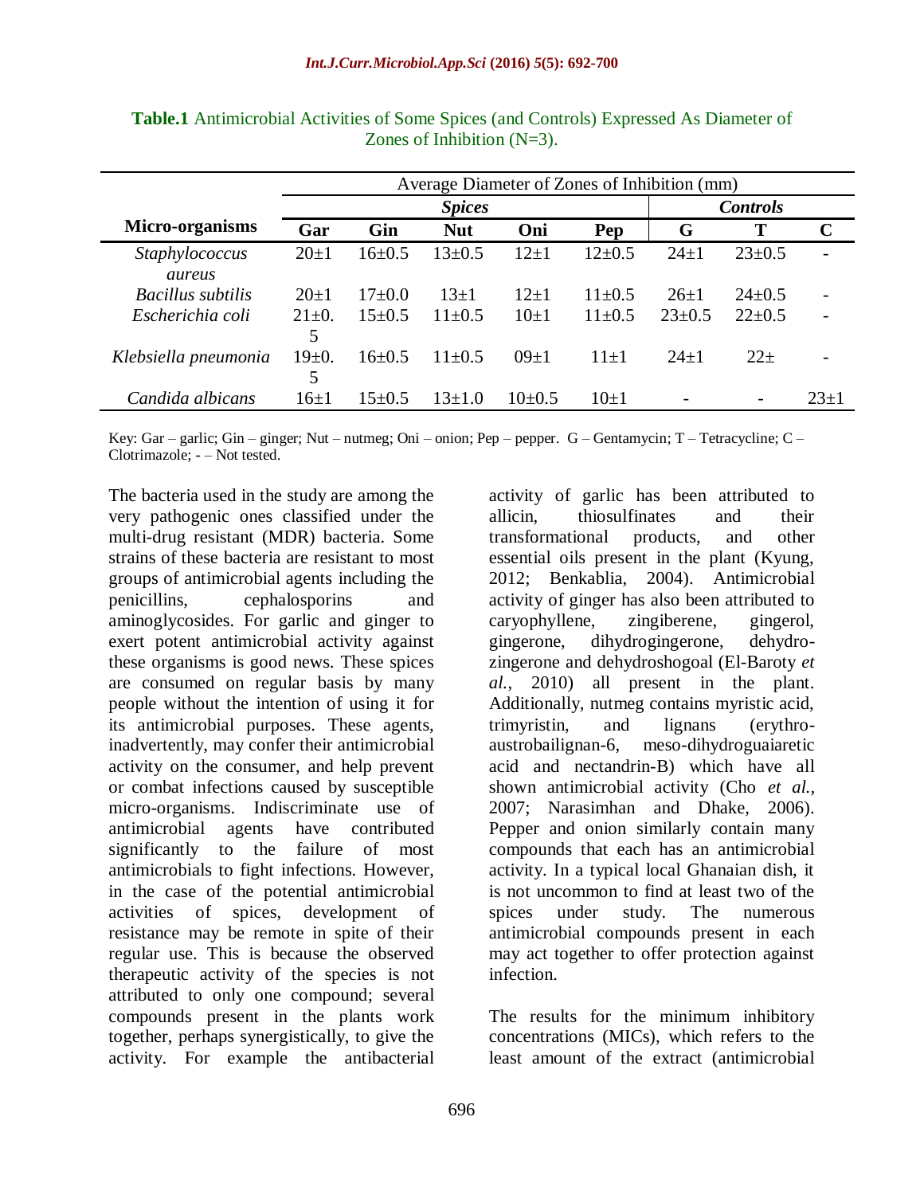**Table.1** Antimicrobial Activities of Some Spices (and Controls) Expressed As Diameter of Zones of Inhibition (N=3).

| Micro-organisms | Average Diameter of Zones of Inhibition (mm) | | | | | | | |
|---|---|---|---|---|---|---|---|---|
| | ***Spices*** | | | | | ***Controls*** | | |
| | **Gar** | **Gin** | **Nut** | **Oni** | **Pep** | **G** | **T** | **C** |
| *Staphylococcus aureus* | 20±1 | 16±0.5 | 13±0.5 | 12±1 | 12±0.5 | 24±1 | 23±0.5 | - |
| *Bacillus subtilis* | 20±1 | 17±0.0 | 13±1 | 12±1 | 11±0.5 | 26±1 | 24±0.5 | - |
| *Escherichia coli* | 21±0.5 | 15±0.5 | 11±0.5 | 10±1 | 11±0.5 | 23±0.5 | 22±0.5 | - |
| *Klebsiella pneumonia* | 19±0.5 | 16±0.5 | 11±0.5 | 09±1 | 11±1 | 24±1 | 22± | - |
| *Candida albicans* | 16±1 | 15±0.5 | 13±1.0 | 10±0.5 | 10±1 | - | - | 23±1 |

Key: Gar – garlic; Gin – ginger; Nut – nutmeg; Oni – onion; Pep – pepper. G – Gentamycin; T – Tetracycline; C – Clotrimazole; - – Not tested.

The bacteria used in the study are among the very pathogenic ones classified under the multi-drug resistant (MDR) bacteria. Some strains of these bacteria are resistant to most groups of antimicrobial agents including the penicillins, cephalosporins and aminoglycosides. For garlic and ginger to exert potent antimicrobial activity against these organisms is good news. These spices are consumed on regular basis by many people without the intention of using it for its antimicrobial purposes. These agents, inadvertently, may confer their antimicrobial activity on the consumer, and help prevent or combat infections caused by susceptible micro-organisms. Indiscriminate use of antimicrobial agents have contributed significantly to the failure of most antimicrobials to fight infections. However, in the case of the potential antimicrobial activities of spices, development of resistance may be remote in spite of their regular use. This is because the observed therapeutic activity of the species is not attributed to only one compound; several compounds present in the plants work together, perhaps synergistically, to give the activity. For example the antibacterial activity of garlic has been attributed to allicin, thiosulfinates and their transformational products, and other essential oils present in the plant (Kyung, 2012; Benkablia, 2004). Antimicrobial activity of ginger has also been attributed to caryophyllene, zingiberene, gingerol, gingerone, dihydrogingerone, dehydrozingerone and dehydroshogoal (El-Baroty *et al.*, 2010) all present in the plant. Additionally, nutmeg contains myristic acid, trimyristin, and lignans (erythro-austrobailignan-6, meso-dihydroguaiaretic acid and nectandrin-B) which have all shown antimicrobial activity (Cho *et al.*, 2007; Narasimhan and Dhake, 2006). Pepper and onion similarly contain many compounds that each has an antimicrobial activity. In a typical local Ghanaian dish, it is not uncommon to find at least two of the spices under study. The numerous antimicrobial compounds present in each may act together to offer protection against infection.

The results for the minimum inhibitory concentrations (MICs), which refers to the least amount of the extract (antimicrobial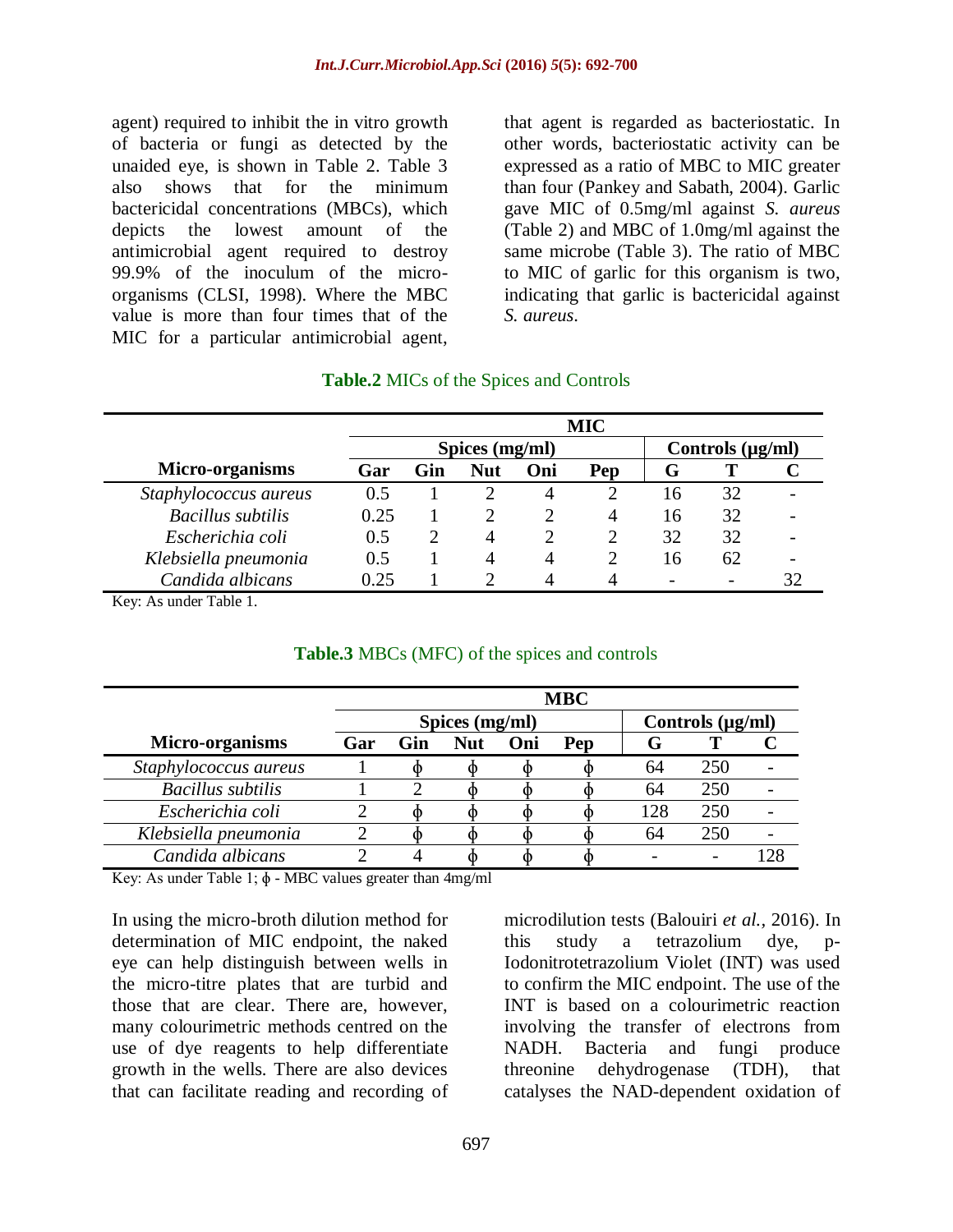agent) required to inhibit the in vitro growth of bacteria or fungi as detected by the unaided eye, is shown in Table 2. Table 3 also shows that for the minimum bactericidal concentrations (MBCs), which depicts the lowest amount of the antimicrobial agent required to destroy 99.9% of the inoculum of the micro-organisms (CLSI, 1998). Where the MBC value is more than four times that of the MIC for a particular antimicrobial agent, that agent is regarded as bacteriostatic. In other words, bacteriostatic activity can be expressed as a ratio of MBC to MIC greater than four (Pankey and Sabath, 2004). Garlic gave MIC of 0.5mg/ml against *S. aureus* (Table 2) and MBC of 1.0mg/ml against the same microbe (Table 3). The ratio of MBC to MIC of garlic for this organism is two, indicating that garlic is bactericidal against *S. aureus*.

**Table.2** MICs of the Spices and Controls

| | MIC | | | | | | | |
|---|---|---|---|---|---|---|---|---|
| | Spices (mg/ml) | | | | | Controls (μg/ml) | | |
| **Micro-organisms** | **Gar** | **Gin** | **Nut** | **Oni** | **Pep** | **G** | **T** | **C** |
| *Staphylococcus aureus* | 0.5 | 1 | 2 | 4 | 2 | 16 | 32 | - |
| *Bacillus subtilis* | 0.25 | 1 | 2 | 2 | 4 | 16 | 32 | - |
| *Escherichia coli* | 0.5 | 2 | 4 | 2 | 2 | 32 | 32 | - |
| *Klebsiella pneumonia* | 0.5 | 1 | 4 | 4 | 2 | 16 | 62 | - |
| *Candida albicans* | 0.25 | 1 | 2 | 4 | 4 | - | - | 32 |

Key: As under Table 1.

**Table.3** MBCs (MFC) of the spices and controls

| | MBC | | | | | | | |
|---|---|---|---|---|---|---|---|---|
| | Spices (mg/ml) | | | | | Controls (μg/ml) | | |
| **Micro-organisms** | **Gar** | **Gin** | **Nut** | **Oni** | **Pep** | **G** | **T** | **C** |
| *Staphylococcus aureus* | 1 | ϕ | ϕ | ϕ | ϕ | 64 | 250 | - |
| *Bacillus subtilis* | 1 | 2 | ϕ | ϕ | ϕ | 64 | 250 | - |
| *Escherichia coli* | 2 | ϕ | ϕ | ϕ | ϕ | 128 | 250 | - |
| *Klebsiella pneumonia* | 2 | ϕ | ϕ | ϕ | ϕ | 64 | 250 | - |
| *Candida albicans* | 2 | 4 | ϕ | ϕ | ϕ | - | - | 128 |

Key: As under Table 1; ϕ - MBC values greater than 4mg/ml

In using the micro-broth dilution method for determination of MIC endpoint, the naked eye can help distinguish between wells in the micro-titre plates that are turbid and those that are clear. There are, however, many colourimetric methods centred on the use of dye reagents to help differentiate growth in the wells. There are also devices that can facilitate reading and recording of microdilution tests (Balouiri *et al.,* 2016). In this study a tetrazolium dye, p-Iodonitrotetrazolium Violet (INT) was used to confirm the MIC endpoint. The use of the INT is based on a colourimetric reaction involving the transfer of electrons from NADH. Bacteria and fungi produce threonine dehydrogenase (TDH), that catalyses the NAD-dependent oxidation of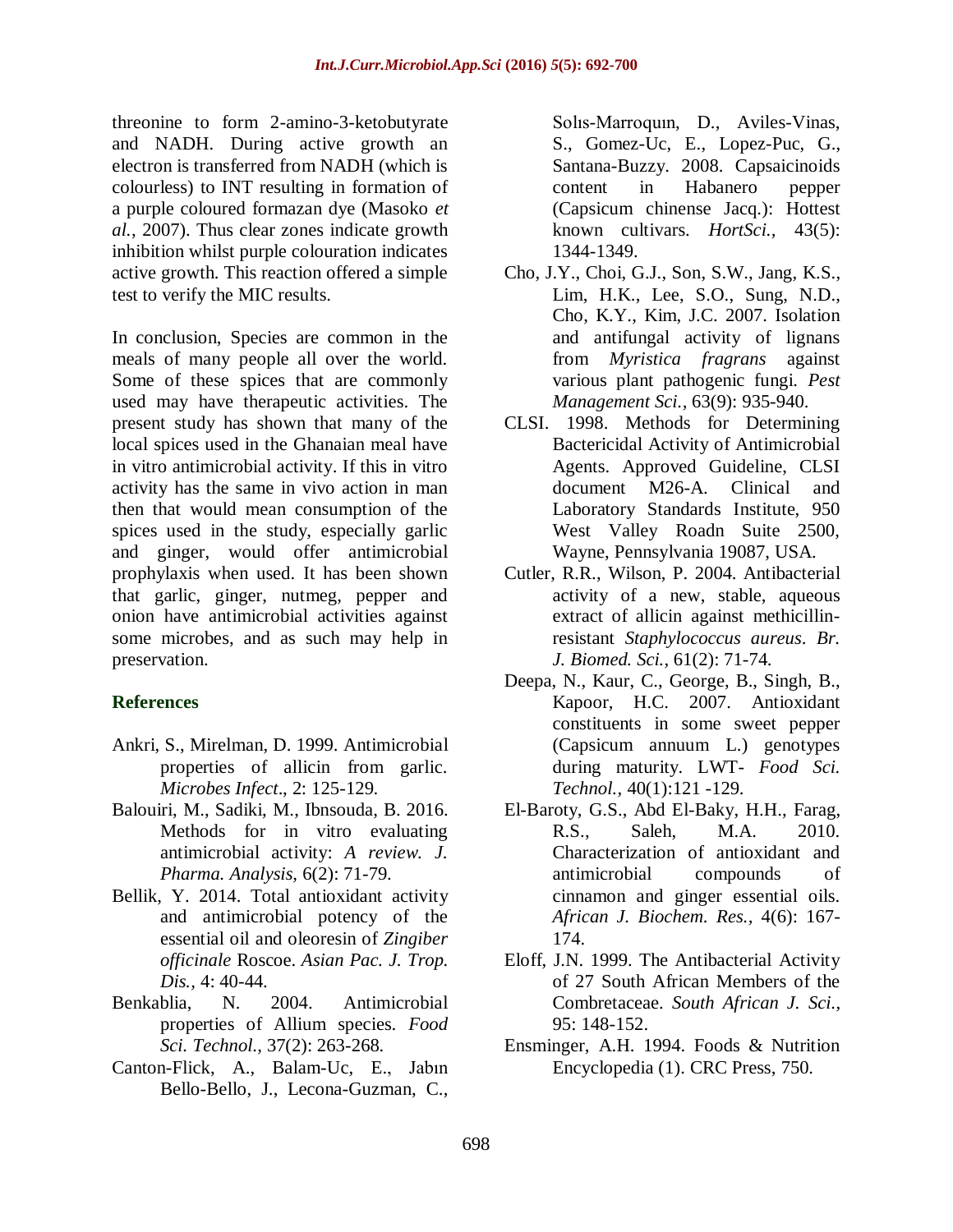threonine to form 2-amino-3-ketobutyrate and NADH. During active growth an electron is transferred from NADH (which is colourless) to INT resulting in formation of a purple coloured formazan dye (Masoko *et al.,* 2007). Thus clear zones indicate growth inhibition whilst purple colouration indicates active growth. This reaction offered a simple test to verify the MIC results.

In conclusion, Species are common in the meals of many people all over the world. Some of these spices that are commonly used may have therapeutic activities. The present study has shown that many of the local spices used in the Ghanaian meal have in vitro antimicrobial activity. If this in vitro activity has the same in vivo action in man then that would mean consumption of the spices used in the study, especially garlic and ginger, would offer antimicrobial prophylaxis when used. It has been shown that garlic, ginger, nutmeg, pepper and onion have antimicrobial activities against some microbes, and as such may help in preservation.

## References

Ankri, S., Mirelman, D. 1999. Antimicrobial properties of allicin from garlic. *Microbes Infect*., 2: 125-129.

Balouiri, M., Sadiki, M., Ibnsouda, B. 2016. Methods for in vitro evaluating antimicrobial activity: *A review. J. Pharma. Analysis,* 6(2): 71-79.

Bellik, Y. 2014. Total antioxidant activity and antimicrobial potency of the essential oil and oleoresin of *Zingiber officinale* Roscoe. *Asian Pac. J. Trop. Dis.,* 4: 40-44.

Benkablia, N. 2004. Antimicrobial properties of Allium species. *Food Sci. Technol.,* 37(2): 263-268.

Canton-Flick, A., Balam-Uc, E., Jabın Bello-Bello, J., Lecona-Guzman, C., Solıs-Marroquın, D., Aviles-Vinas, S., Gomez-Uc, E., Lopez-Puc, G., Santana-Buzzy. 2008. Capsaicinoids content in Habanero pepper (Capsicum chinense Jacq.): Hottest known cultivars. *HortSci.,* 43(5): 1344-1349.

Cho, J.Y., Choi, G.J., Son, S.W., Jang, K.S., Lim, H.K., Lee, S.O., Sung, N.D., Cho, K.Y., Kim, J.C. 2007. Isolation and antifungal activity of lignans from *Myristica fragrans* against various plant pathogenic fungi. *Pest Management Sci.,* 63(9): 935-940.

CLSI. 1998. Methods for Determining Bactericidal Activity of Antimicrobial Agents. Approved Guideline, CLSI document M26-A. Clinical and Laboratory Standards Institute, 950 West Valley Roadn Suite 2500, Wayne, Pennsylvania 19087, USA.

Cutler, R.R., Wilson, P. 2004. Antibacterial activity of a new, stable, aqueous extract of allicin against methicillin-resistant *Staphylococcus aureus*. *Br. J. Biomed. Sci.,* 61(2): 71-74.

Deepa, N., Kaur, C., George, B., Singh, B., Kapoor, H.C. 2007. Antioxidant constituents in some sweet pepper (Capsicum annuum L.) genotypes during maturity. LWT- *Food Sci. Technol.*, 40(1):121 -129.

El-Baroty, G.S., Abd El-Baky, H.H., Farag, R.S., Saleh, M.A. 2010. Characterization of antioxidant and antimicrobial compounds of cinnamon and ginger essential oils. *African J. Biochem. Res.,* 4(6): 167-174.

Eloff, J.N. 1999. The Antibacterial Activity of 27 South African Members of the Combretaceae. *South African J. Sci.,* 95: 148-152.

Ensminger, A.H. 1994. Foods & Nutrition Encyclopedia (1). CRC Press, 750.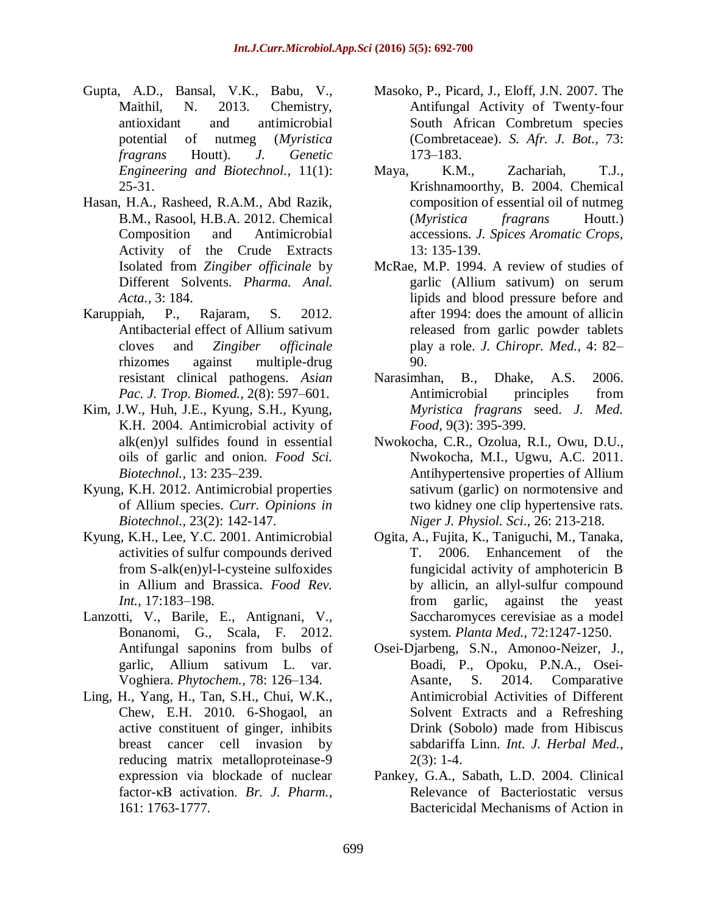- Gupta, A.D., Bansal, V.K., Babu, V., Maithil, N. 2013. Chemistry, antioxidant and antimicrobial potential of nutmeg (*Myristica fragrans* Houtt). *J. Genetic Engineering and Biotechnol.,* 11(1): 25-31.
- Hasan, H.A., Rasheed, R.A.M., Abd Razik, B.M., Rasool, H.B.A. 2012. Chemical Composition and Antimicrobial Activity of the Crude Extracts Isolated from *Zingiber officinale* by Different Solvents. *Pharma. Anal. Acta.,* 3: 184.
- Karuppiah, P., Rajaram, S. 2012. Antibacterial effect of Allium sativum cloves and *Zingiber officinale* rhizomes against multiple-drug resistant clinical pathogens. *Asian Pac. J. Trop. Biomed.,* 2(8): 597–601.
- Kim, J.W., Huh, J.E., Kyung, S.H., Kyung, K.H. 2004. Antimicrobial activity of alk(en)yl sulfides found in essential oils of garlic and onion. *Food Sci. Biotechnol.,* 13: 235–239.
- Kyung, K.H. 2012. Antimicrobial properties of Allium species. *Curr. Opinions in Biotechnol.,* 23(2): 142-147.
- Kyung, K.H., Lee, Y.C. 2001. Antimicrobial activities of sulfur compounds derived from S-alk(en)yl-l-cysteine sulfoxides in Allium and Brassica. *Food Rev. Int.,* 17:183–198.
- Lanzotti, V., Barile, E., Antignani, V., Bonanomi, G., Scala, F. 2012. Antifungal saponins from bulbs of garlic, Allium sativum L. var. Voghiera. *Phytochem.,* 78: 126–134.
- Ling, H., Yang, H., Tan, S.H., Chui, W.K., Chew, E.H. 2010. 6-Shogaol, an active constituent of ginger, inhibits breast cancer cell invasion by reducing matrix metalloproteinase-9 expression via blockade of nuclear factor-κB activation. *Br. J. Pharm.,* 161: 1763-1777.
- Masoko, P., Picard, J., Eloff, J.N. 2007. The Antifungal Activity of Twenty-four South African Combretum species (Combretaceae). *S. Afr. J. Bot.,* 73: 173–183.
- Maya, K.M., Zachariah, T.J., Krishnamoorthy, B. 2004. Chemical composition of essential oil of nutmeg (*Myristica fragrans* Houtt.) accessions. *J. Spices Aromatic Crops,* 13: 135-139.
- McRae, M.P. 1994. A review of studies of garlic (Allium sativum) on serum lipids and blood pressure before and after 1994: does the amount of allicin released from garlic powder tablets play a role. *J. Chiropr. Med.,* 4: 82–90.
- Narasimhan, B., Dhake, A.S. 2006. Antimicrobial principles from *Myristica fragrans* seed. *J. Med. Food,* 9(3): 395-399.
- Nwokocha, C.R., Ozolua, R.I., Owu, D.U., Nwokocha, M.I., Ugwu, A.C. 2011. Antihypertensive properties of Allium sativum (garlic) on normotensive and two kidney one clip hypertensive rats. *Niger J. Physiol. Sci.,* 26: 213-218.
- Ogita, A., Fujita, K., Taniguchi, M., Tanaka, T. 2006. Enhancement of the fungicidal activity of amphotericin B by allicin, an allyl-sulfur compound from garlic, against the yeast Saccharomyces cerevisiae as a model system. *Planta Med.,* 72:1247-1250.
- Osei-Djarbeng, S.N., Amonoo-Neizer, J., Boadi, P., Opoku, P.N.A., Osei-Asante, S. 2014. Comparative Antimicrobial Activities of Different Solvent Extracts and a Refreshing Drink (Sobolo) made from Hibiscus sabdariffa Linn. *Int. J. Herbal Med.,* 2(3): 1-4.
- Pankey, G.A., Sabath, L.D. 2004. Clinical Relevance of Bacteriostatic versus Bactericidal Mechanisms of Action in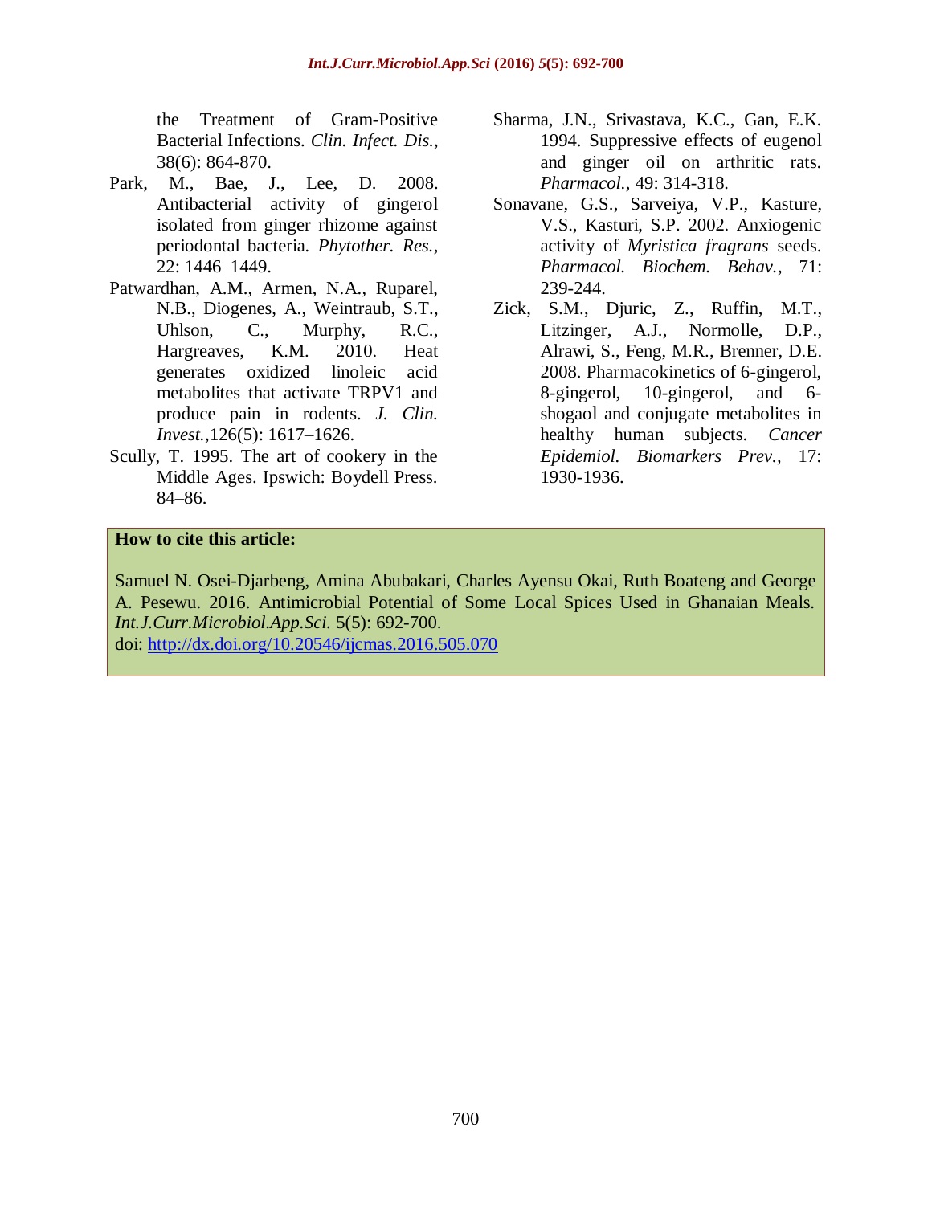the Treatment of Gram-Positive Bacterial Infections. *Clin. Infect. Dis.*, 38(6): 864-870.

Park, M., Bae, J., Lee, D. 2008. Antibacterial activity of gingerol isolated from ginger rhizome against periodontal bacteria. *Phytother. Res.*, 22: 1446–1449.

Patwardhan, A.M., Armen, N.A., Ruparel, N.B., Diogenes, A., Weintraub, S.T., Uhlson, C., Murphy, R.C., Hargreaves, K.M. 2010. Heat generates oxidized linoleic acid metabolites that activate TRPV1 and produce pain in rodents. *J. Clin. Invest.*,126(5): 1617–1626.

Scully, T. 1995. The art of cookery in the Middle Ages. Ipswich: Boydell Press. 84–86.

Sharma, J.N., Srivastava, K.C., Gan, E.K. 1994. Suppressive effects of eugenol and ginger oil on arthritic rats. *Pharmacol.,* 49: 314-318.

Sonavane, G.S., Sarveiya, V.P., Kasture, V.S., Kasturi, S.P. 2002. Anxiogenic activity of *Myristica fragrans* seeds. *Pharmacol. Biochem. Behav.,* 71: 239-244.

Zick, S.M., Djuric, Z., Ruffin, M.T., Litzinger, A.J., Normolle, D.P., Alrawi, S., Feng, M.R., Brenner, D.E. 2008. Pharmacokinetics of 6-gingerol, 8-gingerol, 10-gingerol, and 6-shogaol and conjugate metabolites in healthy human subjects. *Cancer Epidemiol. Biomarkers Prev.,* 17: 1930-1936.

**How to cite this article:**

Samuel N. Osei-Djarbeng, Amina Abubakari, Charles Ayensu Okai, Ruth Boateng and George A. Pesewu. 2016. Antimicrobial Potential of Some Local Spices Used in Ghanaian Meals. *Int.J.Curr.Microbiol.App.Sci.* 5(5): 692-700.
doi: http://dx.doi.org/10.20546/ijcmas.2016.505.070